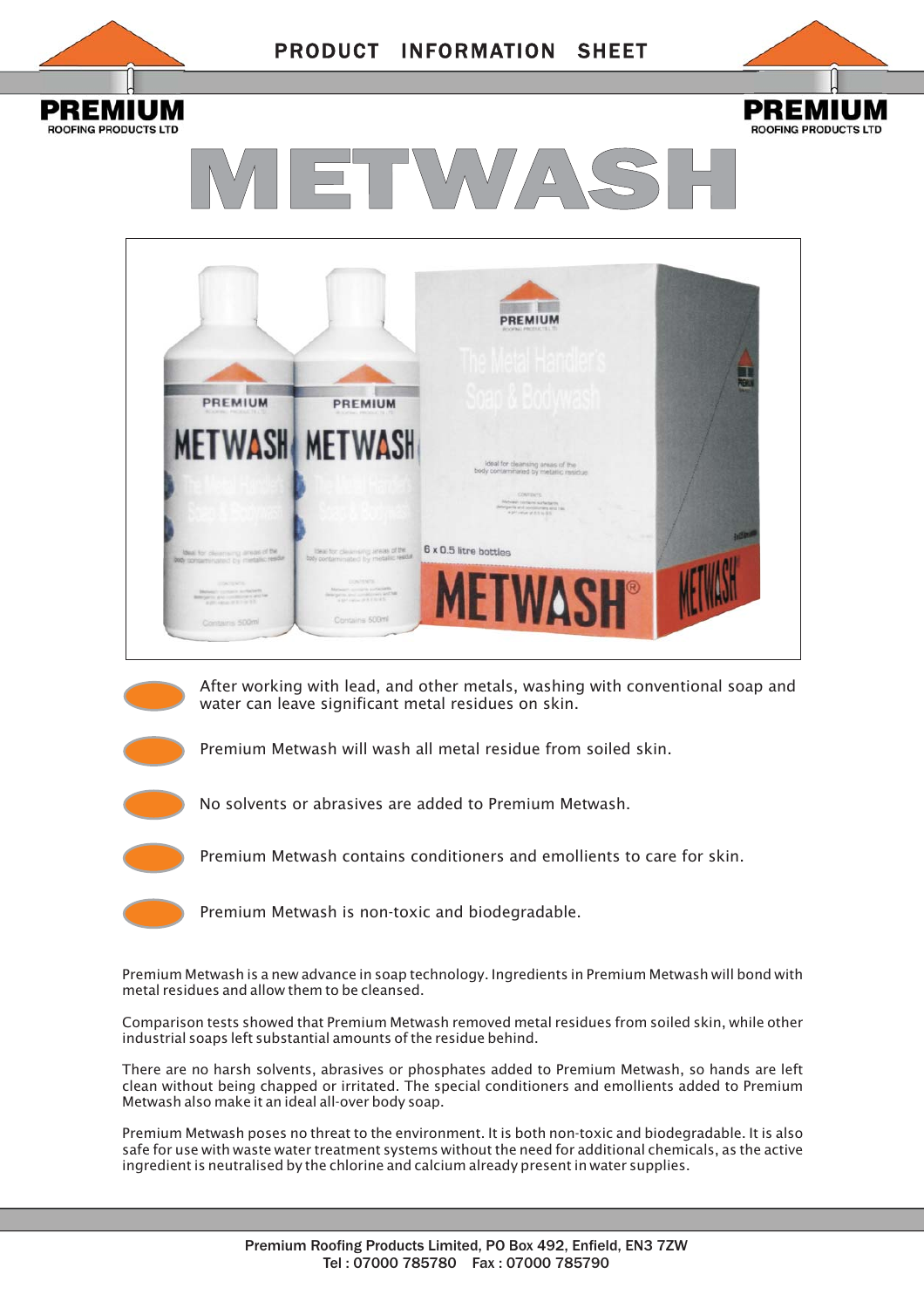# PRODUCT INFORMATION SHEET

**PREMIUM** ROOFING PRODUCTS LTD

# METWASH

- After working with lead, and other metals, washing with conventional soap and water can leave significant metal residues on skin.
- Premium Metwash will wash all metal residue from soiled skin.
- No solvents or abrasives are added to Premium Metwash.
- Premium Metwash contains conditioners and emollients to care for skin.
- Premium Metwash is non-toxic and biodegradable.

Premium Metwash is a new advance in soap technology. Ingredients in Premium Metwash will bond with metal residues and allow them to be cleansed.

Comparison tests showed that Premium Metwash removed metal residues from soiled skin, while other industrial soaps left substantial amounts of the residue behind.

There are no harsh solvents, abrasives or phosphates added to Premium Metwash, so hands are left clean without being chapped or irritated. The special conditioners and emollients added to Premium Metwash also make it an ideal all-over body soap.

Premium Metwash poses no threat to the environment. It is both non-toxic and biodegradable. It is also safe for use with waste water treatment systems without the need for additional chemicals, as the active ingredient is neutralised by the chlorine and calcium already present in water supplies.

Premium Roofing Products Limited, PO Box 492, Enfield, EN3 7ZW
Tel : 07000 785780 Fax : 07000 785790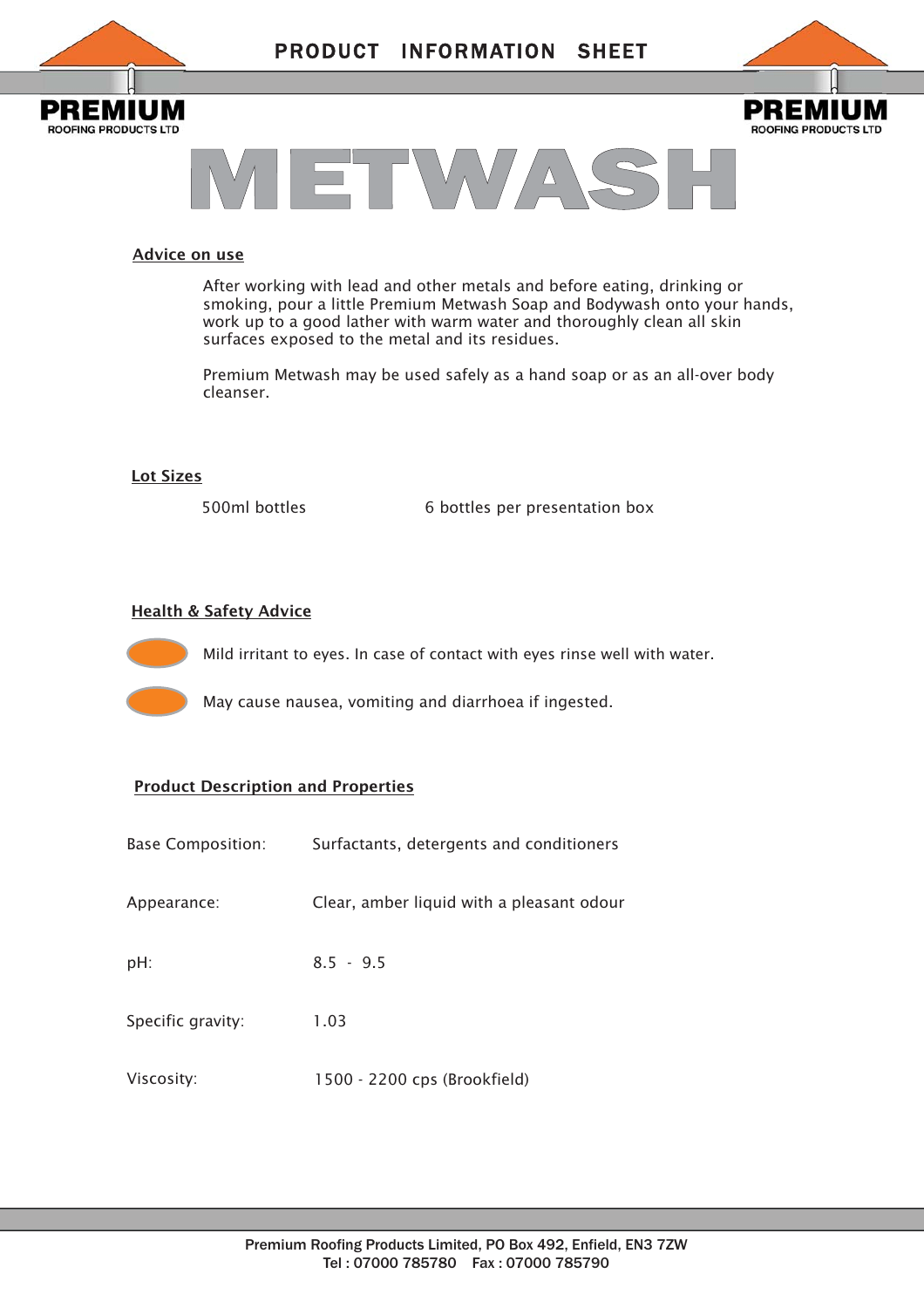PRODUCT INFORMATION SHEET

PREMIUM ROOFING PRODUCTS LTD

# METWASH

## Advice on use

After working with lead and other metals and before eating, drinking or smoking, pour a little Premium Metwash Soap and Bodywash onto your hands, work up to a good lather with warm water and thoroughly clean all skin surfaces exposed to the metal and its residues.

Premium Metwash may be used safely as a hand soap or as an all-over body cleanser.

## Lot Sizes

500ml bottles 6 bottles per presentation box

## Health & Safety Advice

- Mild irritant to eyes. In case of contact with eyes rinse well with water.
- May cause nausea, vomiting and diarrhoea if ingested.

## Product Description and Properties

| | |
|---|---|
| Base Composition: | Surfactants, detergents and conditioners |
| Appearance: | Clear, amber liquid with a pleasant odour |
| pH: | 8.5 - 9.5 |
| Specific gravity: | 1.03 |
| Viscosity: | 1500 - 2200 cps (Brookfield) |

Premium Roofing Products Limited, PO Box 492, Enfield, EN3 7ZW
Tel : 07000 785780 Fax : 07000 785790